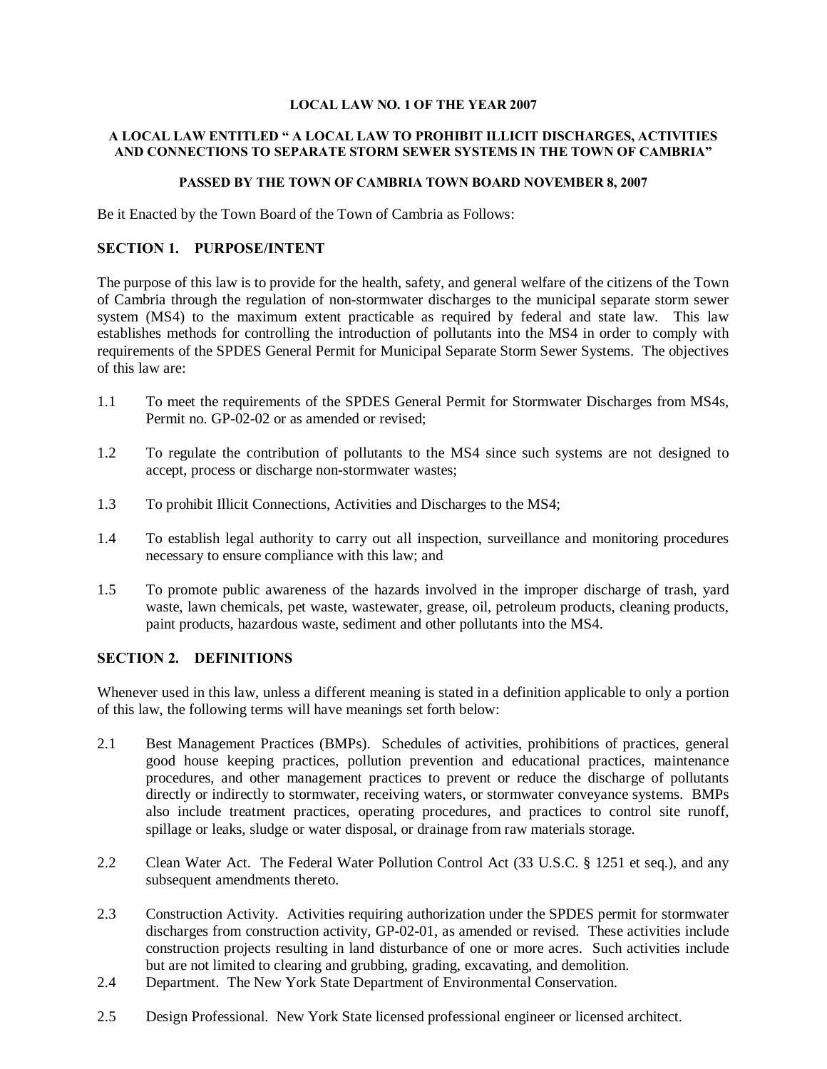**LOCAL LAW NO. 1 OF THE YEAR 2007**

**A LOCAL LAW ENTITLED " A LOCAL LAW TO PROHIBIT ILLICIT DISCHARGES, ACTIVITIES AND CONNECTIONS TO SEPARATE STORM SEWER SYSTEMS IN THE TOWN OF CAMBRIA"**

**PASSED BY THE TOWN OF CAMBRIA TOWN BOARD NOVEMBER 8, 2007**

Be it Enacted by the Town Board of the Town of Cambria as Follows:

## SECTION 1. PURPOSE/INTENT

The purpose of this law is to provide for the health, safety, and general welfare of the citizens of the Town of Cambria through the regulation of non-stormwater discharges to the municipal separate storm sewer system (MS4) to the maximum extent practicable as required by federal and state law. This law establishes methods for controlling the introduction of pollutants into the MS4 in order to comply with requirements of the SPDES General Permit for Municipal Separate Storm Sewer Systems. The objectives of this law are:

1.1 To meet the requirements of the SPDES General Permit for Stormwater Discharges from MS4s, Permit no. GP-02-02 or as amended or revised;

1.2 To regulate the contribution of pollutants to the MS4 since such systems are not designed to accept, process or discharge non-stormwater wastes;

1.3 To prohibit Illicit Connections, Activities and Discharges to the MS4;

1.4 To establish legal authority to carry out all inspection, surveillance and monitoring procedures necessary to ensure compliance with this law; and

1.5 To promote public awareness of the hazards involved in the improper discharge of trash, yard waste, lawn chemicals, pet waste, wastewater, grease, oil, petroleum products, cleaning products, paint products, hazardous waste, sediment and other pollutants into the MS4.

## SECTION 2. DEFINITIONS

Whenever used in this law, unless a different meaning is stated in a definition applicable to only a portion of this law, the following terms will have meanings set forth below:

2.1 Best Management Practices (BMPs). Schedules of activities, prohibitions of practices, general good house keeping practices, pollution prevention and educational practices, maintenance procedures, and other management practices to prevent or reduce the discharge of pollutants directly or indirectly to stormwater, receiving waters, or stormwater conveyance systems. BMPs also include treatment practices, operating procedures, and practices to control site runoff, spillage or leaks, sludge or water disposal, or drainage from raw materials storage.

2.2 Clean Water Act. The Federal Water Pollution Control Act (33 U.S.C. § 1251 et seq.), and any subsequent amendments thereto.

2.3 Construction Activity. Activities requiring authorization under the SPDES permit for stormwater discharges from construction activity, GP-02-01, as amended or revised. These activities include construction projects resulting in land disturbance of one or more acres. Such activities include but are not limited to clearing and grubbing, grading, excavating, and demolition.

2.4 Department. The New York State Department of Environmental Conservation.

2.5 Design Professional. New York State licensed professional engineer or licensed architect.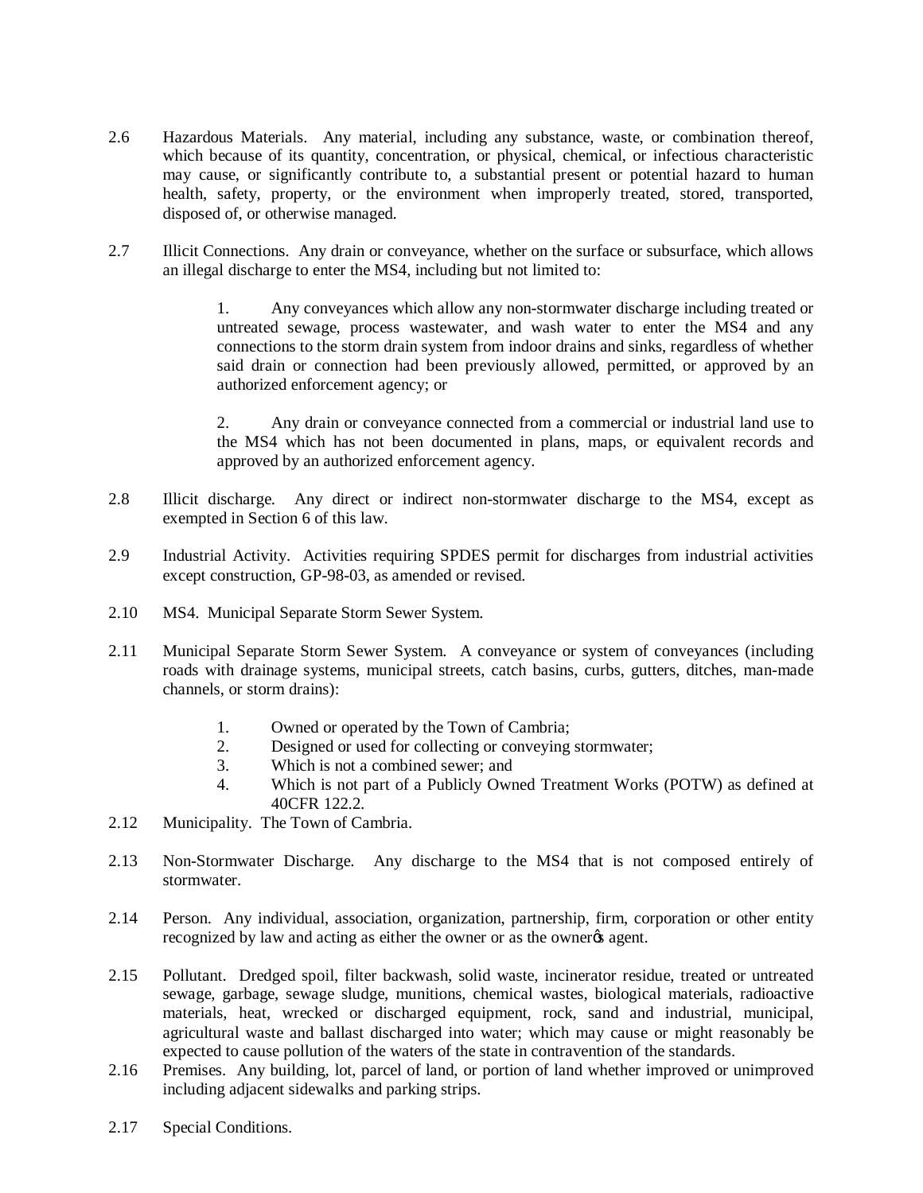2.6 Hazardous Materials. Any material, including any substance, waste, or combination thereof, which because of its quantity, concentration, or physical, chemical, or infectious characteristic may cause, or significantly contribute to, a substantial present or potential hazard to human health, safety, property, or the environment when improperly treated, stored, transported, disposed of, or otherwise managed.

2.7 Illicit Connections. Any drain or conveyance, whether on the surface or subsurface, which allows an illegal discharge to enter the MS4, including but not limited to:

> 1. Any conveyances which allow any non-stormwater discharge including treated or untreated sewage, process wastewater, and wash water to enter the MS4 and any connections to the storm drain system from indoor drains and sinks, regardless of whether said drain or connection had been previously allowed, permitted, or approved by an authorized enforcement agency; or
>
> 2. Any drain or conveyance connected from a commercial or industrial land use to the MS4 which has not been documented in plans, maps, or equivalent records and approved by an authorized enforcement agency.

2.8 Illicit discharge. Any direct or indirect non-stormwater discharge to the MS4, except as exempted in Section 6 of this law.

2.9 Industrial Activity. Activities requiring SPDES permit for discharges from industrial activities except construction, GP-98-03, as amended or revised.

2.10 MS4. Municipal Separate Storm Sewer System.

2.11 Municipal Separate Storm Sewer System. A conveyance or system of conveyances (including roads with drainage systems, municipal streets, catch basins, curbs, gutters, ditches, man-made channels, or storm drains):

> 1. Owned or operated by the Town of Cambria;
> 2. Designed or used for collecting or conveying stormwater;
> 3. Which is not a combined sewer; and
> 4. Which is not part of a Publicly Owned Treatment Works (POTW) as defined at 40CFR 122.2.

2.12 Municipality. The Town of Cambria.

2.13 Non-Stormwater Discharge. Any discharge to the MS4 that is not composed entirely of stormwater.

2.14 Person. Any individual, association, organization, partnership, firm, corporation or other entity recognized by law and acting as either the owner or as the owner's agent.

2.15 Pollutant. Dredged spoil, filter backwash, solid waste, incinerator residue, treated or untreated sewage, garbage, sewage sludge, munitions, chemical wastes, biological materials, radioactive materials, heat, wrecked or discharged equipment, rock, sand and industrial, municipal, agricultural waste and ballast discharged into water; which may cause or might reasonably be expected to cause pollution of the waters of the state in contravention of the standards.

2.16 Premises. Any building, lot, parcel of land, or portion of land whether improved or unimproved including adjacent sidewalks and parking strips.

2.17 Special Conditions.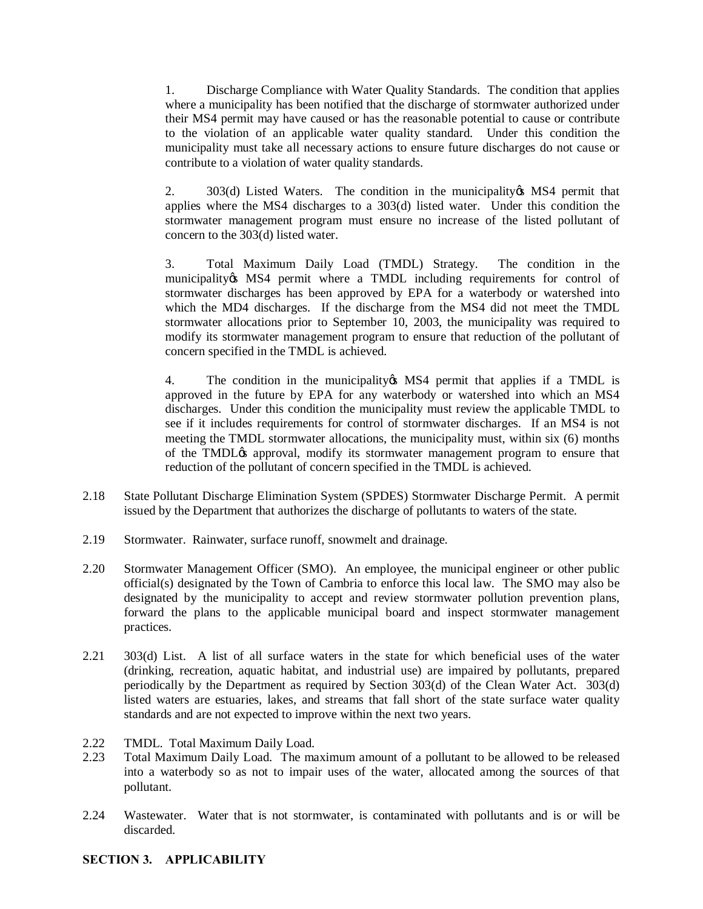1. Discharge Compliance with Water Quality Standards. The condition that applies where a municipality has been notified that the discharge of stormwater authorized under their MS4 permit may have caused or has the reasonable potential to cause or contribute to the violation of an applicable water quality standard. Under this condition the municipality must take all necessary actions to ensure future discharges do not cause or contribute to a violation of water quality standards.

2. 303(d) Listed Waters. The condition in the municipality's MS4 permit that applies where the MS4 discharges to a 303(d) listed water. Under this condition the stormwater management program must ensure no increase of the listed pollutant of concern to the 303(d) listed water.

3. Total Maximum Daily Load (TMDL) Strategy. The condition in the municipality's MS4 permit where a TMDL including requirements for control of stormwater discharges has been approved by EPA for a waterbody or watershed into which the MD4 discharges. If the discharge from the MS4 did not meet the TMDL stormwater allocations prior to September 10, 2003, the municipality was required to modify its stormwater management program to ensure that reduction of the pollutant of concern specified in the TMDL is achieved.

4. The condition in the municipality's MS4 permit that applies if a TMDL is approved in the future by EPA for any waterbody or watershed into which an MS4 discharges. Under this condition the municipality must review the applicable TMDL to see if it includes requirements for control of stormwater discharges. If an MS4 is not meeting the TMDL stormwater allocations, the municipality must, within six (6) months of the TMDL's approval, modify its stormwater management program to ensure that reduction of the pollutant of concern specified in the TMDL is achieved.

2.18 State Pollutant Discharge Elimination System (SPDES) Stormwater Discharge Permit. A permit issued by the Department that authorizes the discharge of pollutants to waters of the state.

2.19 Stormwater. Rainwater, surface runoff, snowmelt and drainage.

2.20 Stormwater Management Officer (SMO). An employee, the municipal engineer or other public official(s) designated by the Town of Cambria to enforce this local law. The SMO may also be designated by the municipality to accept and review stormwater pollution prevention plans, forward the plans to the applicable municipal board and inspect stormwater management practices.

2.21 303(d) List. A list of all surface waters in the state for which beneficial uses of the water (drinking, recreation, aquatic habitat, and industrial use) are impaired by pollutants, prepared periodically by the Department as required by Section 303(d) of the Clean Water Act. 303(d) listed waters are estuaries, lakes, and streams that fall short of the state surface water quality standards and are not expected to improve within the next two years.

2.22 TMDL. Total Maximum Daily Load.

2.23 Total Maximum Daily Load. The maximum amount of a pollutant to be allowed to be released into a waterbody so as not to impair uses of the water, allocated among the sources of that pollutant.

2.24 Wastewater. Water that is not stormwater, is contaminated with pollutants and is or will be discarded.

## SECTION 3. APPLICABILITY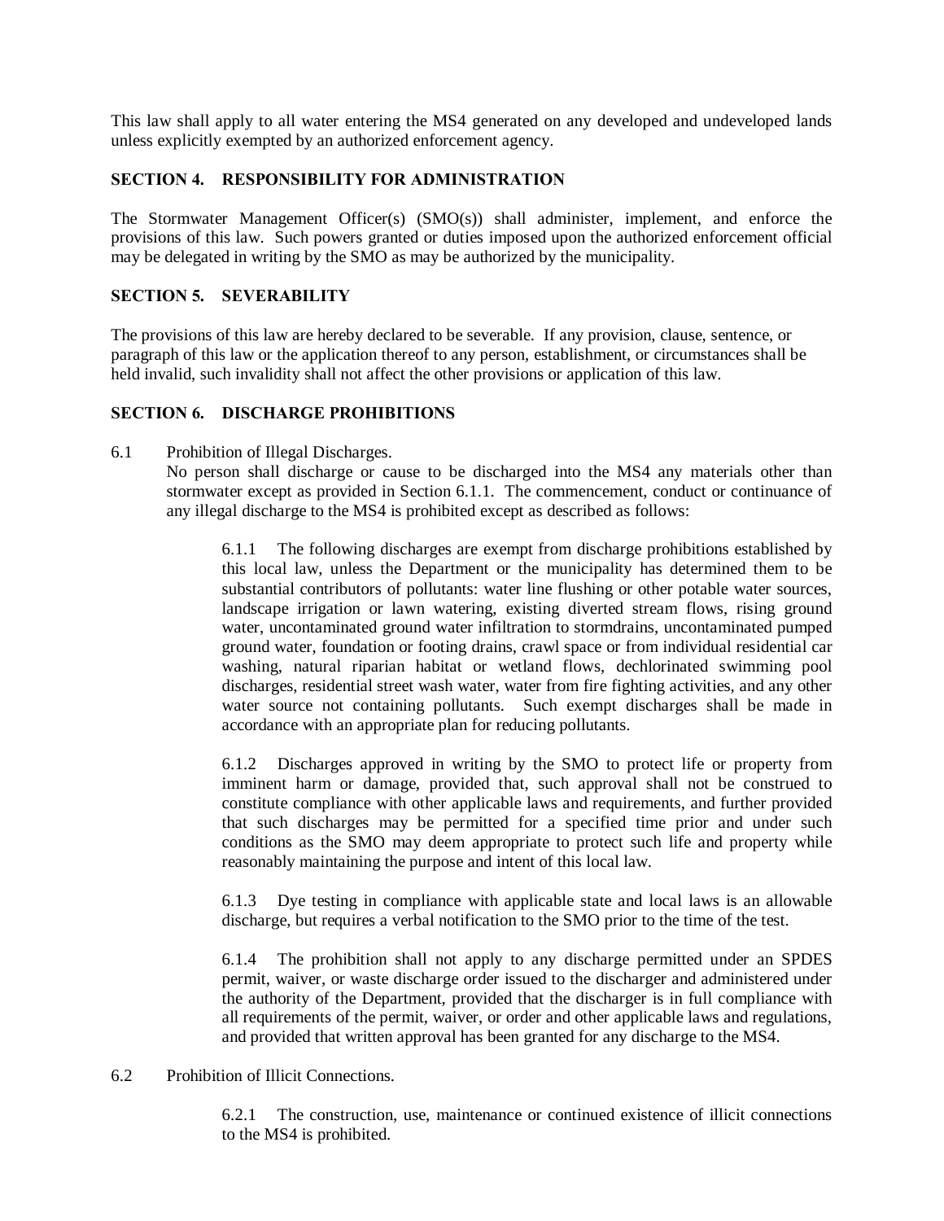This law shall apply to all water entering the MS4 generated on any developed and undeveloped lands unless explicitly exempted by an authorized enforcement agency.

### SECTION 4. RESPONSIBILITY FOR ADMINISTRATION

The Stormwater Management Officer(s) (SMO(s)) shall administer, implement, and enforce the provisions of this law. Such powers granted or duties imposed upon the authorized enforcement official may be delegated in writing by the SMO as may be authorized by the municipality.

### SECTION 5. SEVERABILITY

The provisions of this law are hereby declared to be severable. If any provision, clause, sentence, or paragraph of this law or the application thereof to any person, establishment, or circumstances shall be held invalid, such invalidity shall not affect the other provisions or application of this law.

### SECTION 6. DISCHARGE PROHIBITIONS

6.1 Prohibition of Illegal Discharges.
No person shall discharge or cause to be discharged into the MS4 any materials other than stormwater except as provided in Section 6.1.1. The commencement, conduct or continuance of any illegal discharge to the MS4 is prohibited except as described as follows:

6.1.1 The following discharges are exempt from discharge prohibitions established by this local law, unless the Department or the municipality has determined them to be substantial contributors of pollutants: water line flushing or other potable water sources, landscape irrigation or lawn watering, existing diverted stream flows, rising ground water, uncontaminated ground water infiltration to stormdrains, uncontaminated pumped ground water, foundation or footing drains, crawl space or from individual residential car washing, natural riparian habitat or wetland flows, dechlorinated swimming pool discharges, residential street wash water, water from fire fighting activities, and any other water source not containing pollutants. Such exempt discharges shall be made in accordance with an appropriate plan for reducing pollutants.

6.1.2 Discharges approved in writing by the SMO to protect life or property from imminent harm or damage, provided that, such approval shall not be construed to constitute compliance with other applicable laws and requirements, and further provided that such discharges may be permitted for a specified time prior and under such conditions as the SMO may deem appropriate to protect such life and property while reasonably maintaining the purpose and intent of this local law.

6.1.3 Dye testing in compliance with applicable state and local laws is an allowable discharge, but requires a verbal notification to the SMO prior to the time of the test.

6.1.4 The prohibition shall not apply to any discharge permitted under an SPDES permit, waiver, or waste discharge order issued to the discharger and administered under the authority of the Department, provided that the discharger is in full compliance with all requirements of the permit, waiver, or order and other applicable laws and regulations, and provided that written approval has been granted for any discharge to the MS4.

6.2 Prohibition of Illicit Connections.

6.2.1 The construction, use, maintenance or continued existence of illicit connections to the MS4 is prohibited.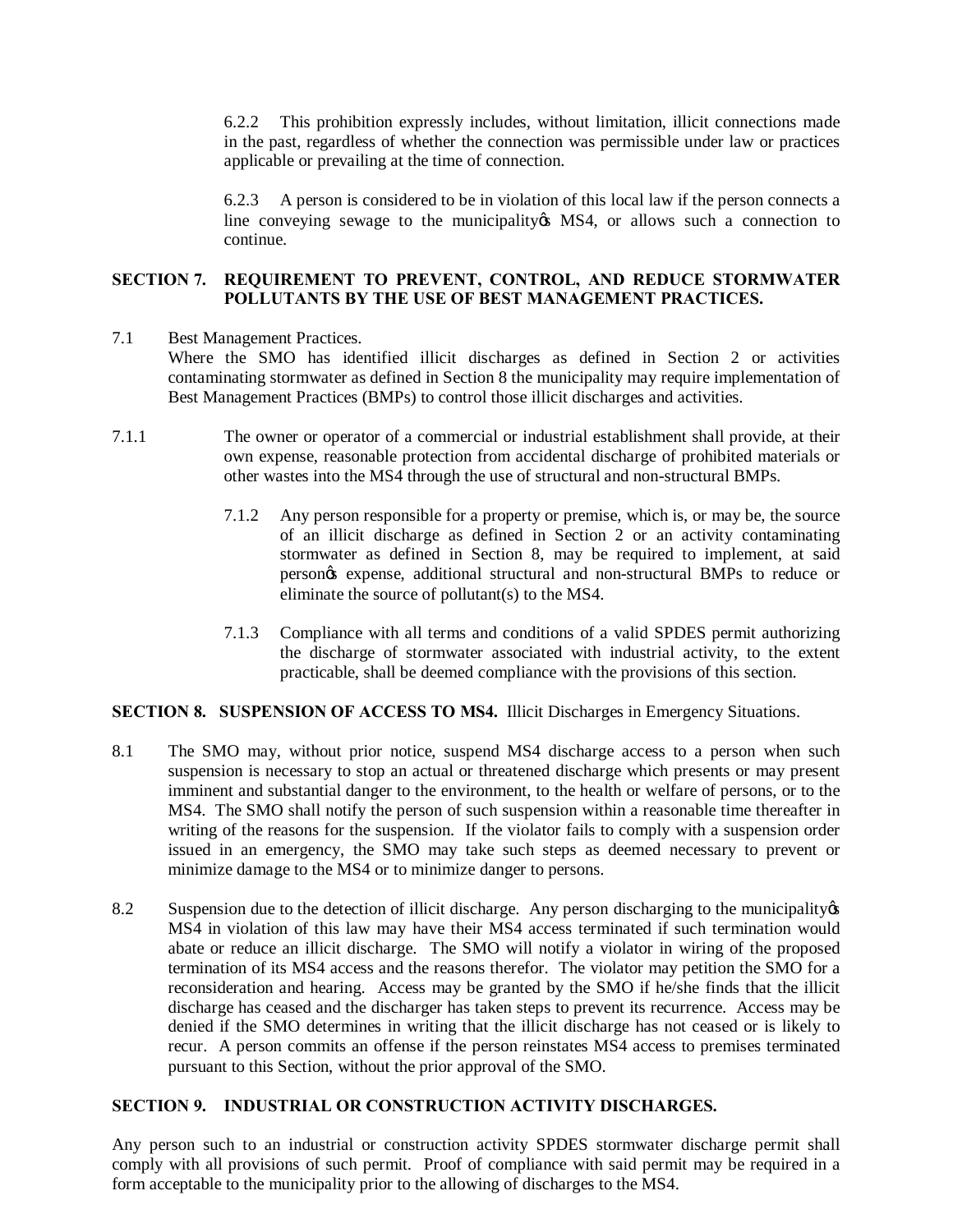6.2.2 This prohibition expressly includes, without limitation, illicit connections made in the past, regardless of whether the connection was permissible under law or practices applicable or prevailing at the time of connection.

6.2.3 A person is considered to be in violation of this local law if the person connects a line conveying sewage to the municipality's MS4, or allows such a connection to continue.

## SECTION 7. REQUIREMENT TO PREVENT, CONTROL, AND REDUCE STORMWATER POLLUTANTS BY THE USE OF BEST MANAGEMENT PRACTICES.

7.1 Best Management Practices.
Where the SMO has identified illicit discharges as defined in Section 2 or activities contaminating stormwater as defined in Section 8 the municipality may require implementation of Best Management Practices (BMPs) to control those illicit discharges and activities.

7.1.1 The owner or operator of a commercial or industrial establishment shall provide, at their own expense, reasonable protection from accidental discharge of prohibited materials or other wastes into the MS4 through the use of structural and non-structural BMPs.

7.1.2 Any person responsible for a property or premise, which is, or may be, the source of an illicit discharge as defined in Section 2 or an activity contaminating stormwater as defined in Section 8, may be required to implement, at said person's expense, additional structural and non-structural BMPs to reduce or eliminate the source of pollutant(s) to the MS4.

7.1.3 Compliance with all terms and conditions of a valid SPDES permit authorizing the discharge of stormwater associated with industrial activity, to the extent practicable, shall be deemed compliance with the provisions of this section.

## SECTION 8. SUSPENSION OF ACCESS TO MS4. Illicit Discharges in Emergency Situations.

8.1 The SMO may, without prior notice, suspend MS4 discharge access to a person when such suspension is necessary to stop an actual or threatened discharge which presents or may present imminent and substantial danger to the environment, to the health or welfare of persons, or to the MS4. The SMO shall notify the person of such suspension within a reasonable time thereafter in writing of the reasons for the suspension. If the violator fails to comply with a suspension order issued in an emergency, the SMO may take such steps as deemed necessary to prevent or minimize damage to the MS4 or to minimize danger to persons.

8.2 Suspension due to the detection of illicit discharge. Any person discharging to the municipality's MS4 in violation of this law may have their MS4 access terminated if such termination would abate or reduce an illicit discharge. The SMO will notify a violator in wiring of the proposed termination of its MS4 access and the reasons therefor. The violator may petition the SMO for a reconsideration and hearing. Access may be granted by the SMO if he/she finds that the illicit discharge has ceased and the discharger has taken steps to prevent its recurrence. Access may be denied if the SMO determines in writing that the illicit discharge has not ceased or is likely to recur. A person commits an offense if the person reinstates MS4 access to premises terminated pursuant to this Section, without the prior approval of the SMO.

## SECTION 9. INDUSTRIAL OR CONSTRUCTION ACTIVITY DISCHARGES.

Any person such to an industrial or construction activity SPDES stormwater discharge permit shall comply with all provisions of such permit. Proof of compliance with said permit may be required in a form acceptable to the municipality prior to the allowing of discharges to the MS4.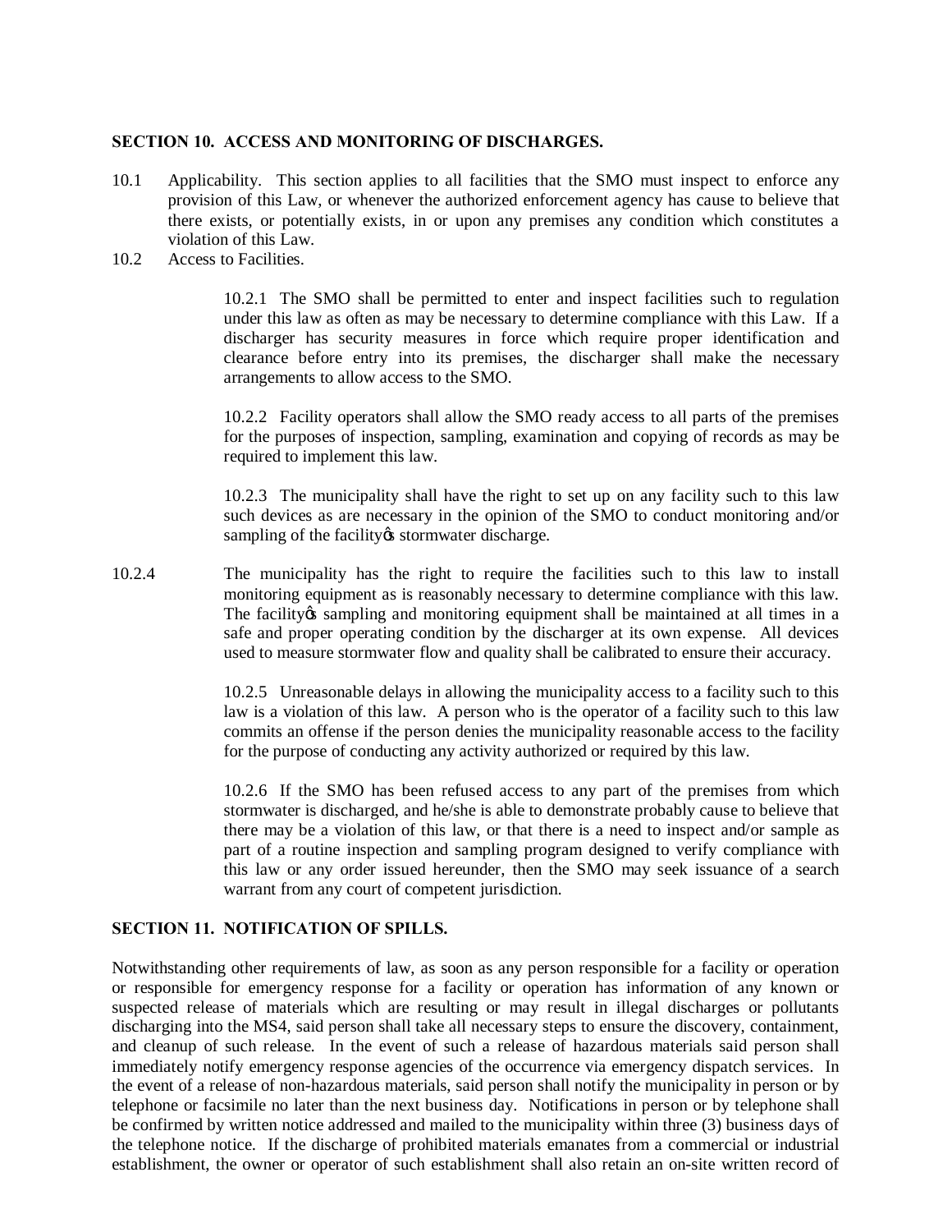**SECTION 10. ACCESS AND MONITORING OF DISCHARGES.**

10.1 Applicability. This section applies to all facilities that the SMO must inspect to enforce any provision of this Law, or whenever the authorized enforcement agency has cause to believe that there exists, or potentially exists, in or upon any premises any condition which constitutes a violation of this Law.

10.2 Access to Facilities.

10.2.1 The SMO shall be permitted to enter and inspect facilities such to regulation under this law as often as may be necessary to determine compliance with this Law. If a discharger has security measures in force which require proper identification and clearance before entry into its premises, the discharger shall make the necessary arrangements to allow access to the SMO.

10.2.2 Facility operators shall allow the SMO ready access to all parts of the premises for the purposes of inspection, sampling, examination and copying of records as may be required to implement this law.

10.2.3 The municipality shall have the right to set up on any facility such to this law such devices as are necessary in the opinion of the SMO to conduct monitoring and/or sampling of the facilityǿs stormwater discharge.

10.2.4 The municipality has the right to require the facilities such to this law to install monitoring equipment as is reasonably necessary to determine compliance with this law. The facilityǿs sampling and monitoring equipment shall be maintained at all times in a safe and proper operating condition by the discharger at its own expense. All devices used to measure stormwater flow and quality shall be calibrated to ensure their accuracy.

10.2.5 Unreasonable delays in allowing the municipality access to a facility such to this law is a violation of this law. A person who is the operator of a facility such to this law commits an offense if the person denies the municipality reasonable access to the facility for the purpose of conducting any activity authorized or required by this law.

10.2.6 If the SMO has been refused access to any part of the premises from which stormwater is discharged, and he/she is able to demonstrate probably cause to believe that there may be a violation of this law, or that there is a need to inspect and/or sample as part of a routine inspection and sampling program designed to verify compliance with this law or any order issued hereunder, then the SMO may seek issuance of a search warrant from any court of competent jurisdiction.

**SECTION 11. NOTIFICATION OF SPILLS.**

Notwithstanding other requirements of law, as soon as any person responsible for a facility or operation or responsible for emergency response for a facility or operation has information of any known or suspected release of materials which are resulting or may result in illegal discharges or pollutants discharging into the MS4, said person shall take all necessary steps to ensure the discovery, containment, and cleanup of such release. In the event of such a release of hazardous materials said person shall immediately notify emergency response agencies of the occurrence via emergency dispatch services. In the event of a release of non-hazardous materials, said person shall notify the municipality in person or by telephone or facsimile no later than the next business day. Notifications in person or by telephone shall be confirmed by written notice addressed and mailed to the municipality within three (3) business days of the telephone notice. If the discharge of prohibited materials emanates from a commercial or industrial establishment, the owner or operator of such establishment shall also retain an on-site written record of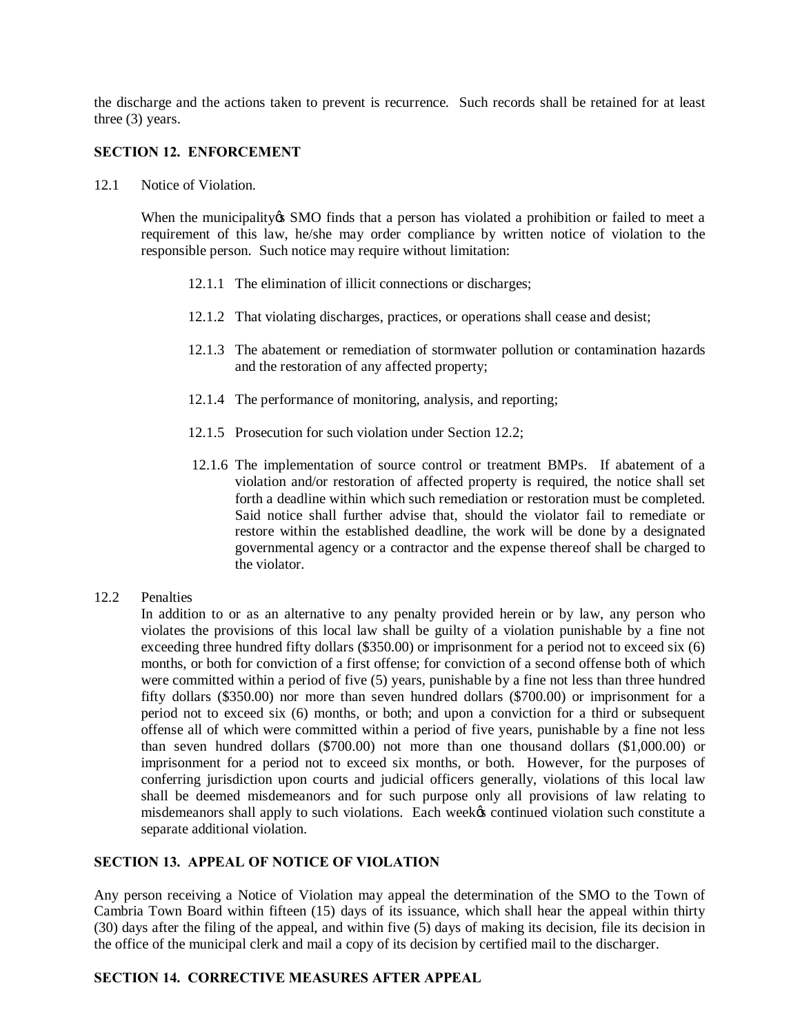the discharge and the actions taken to prevent is recurrence. Such records shall be retained for at least three (3) years.

**SECTION 12. ENFORCEMENT**

12.1 Notice of Violation.

When the municipality's SMO finds that a person has violated a prohibition or failed to meet a requirement of this law, he/she may order compliance by written notice of violation to the responsible person. Such notice may require without limitation:

12.1.1 The elimination of illicit connections or discharges;

12.1.2 That violating discharges, practices, or operations shall cease and desist;

12.1.3 The abatement or remediation of stormwater pollution or contamination hazards and the restoration of any affected property;

12.1.4 The performance of monitoring, analysis, and reporting;

12.1.5 Prosecution for such violation under Section 12.2;

12.1.6 The implementation of source control or treatment BMPs. If abatement of a violation and/or restoration of affected property is required, the notice shall set forth a deadline within which such remediation or restoration must be completed. Said notice shall further advise that, should the violator fail to remediate or restore within the established deadline, the work will be done by a designated governmental agency or a contractor and the expense thereof shall be charged to the violator.

12.2 Penalties

In addition to or as an alternative to any penalty provided herein or by law, any person who violates the provisions of this local law shall be guilty of a violation punishable by a fine not exceeding three hundred fifty dollars ($350.00) or imprisonment for a period not to exceed six (6) months, or both for conviction of a first offense; for conviction of a second offense both of which were committed within a period of five (5) years, punishable by a fine not less than three hundred fifty dollars ($350.00) nor more than seven hundred dollars ($700.00) or imprisonment for a period not to exceed six (6) months, or both; and upon a conviction for a third or subsequent offense all of which were committed within a period of five years, punishable by a fine not less than seven hundred dollars ($700.00) not more than one thousand dollars ($1,000.00) or imprisonment for a period not to exceed six months, or both. However, for the purposes of conferring jurisdiction upon courts and judicial officers generally, violations of this local law shall be deemed misdemeanors and for such purpose only all provisions of law relating to misdemeanors shall apply to such violations. Each week's continued violation such constitute a separate additional violation.

**SECTION 13. APPEAL OF NOTICE OF VIOLATION**

Any person receiving a Notice of Violation may appeal the determination of the SMO to the Town of Cambria Town Board within fifteen (15) days of its issuance, which shall hear the appeal within thirty (30) days after the filing of the appeal, and within five (5) days of making its decision, file its decision in the office of the municipal clerk and mail a copy of its decision by certified mail to the discharger.

**SECTION 14. CORRECTIVE MEASURES AFTER APPEAL**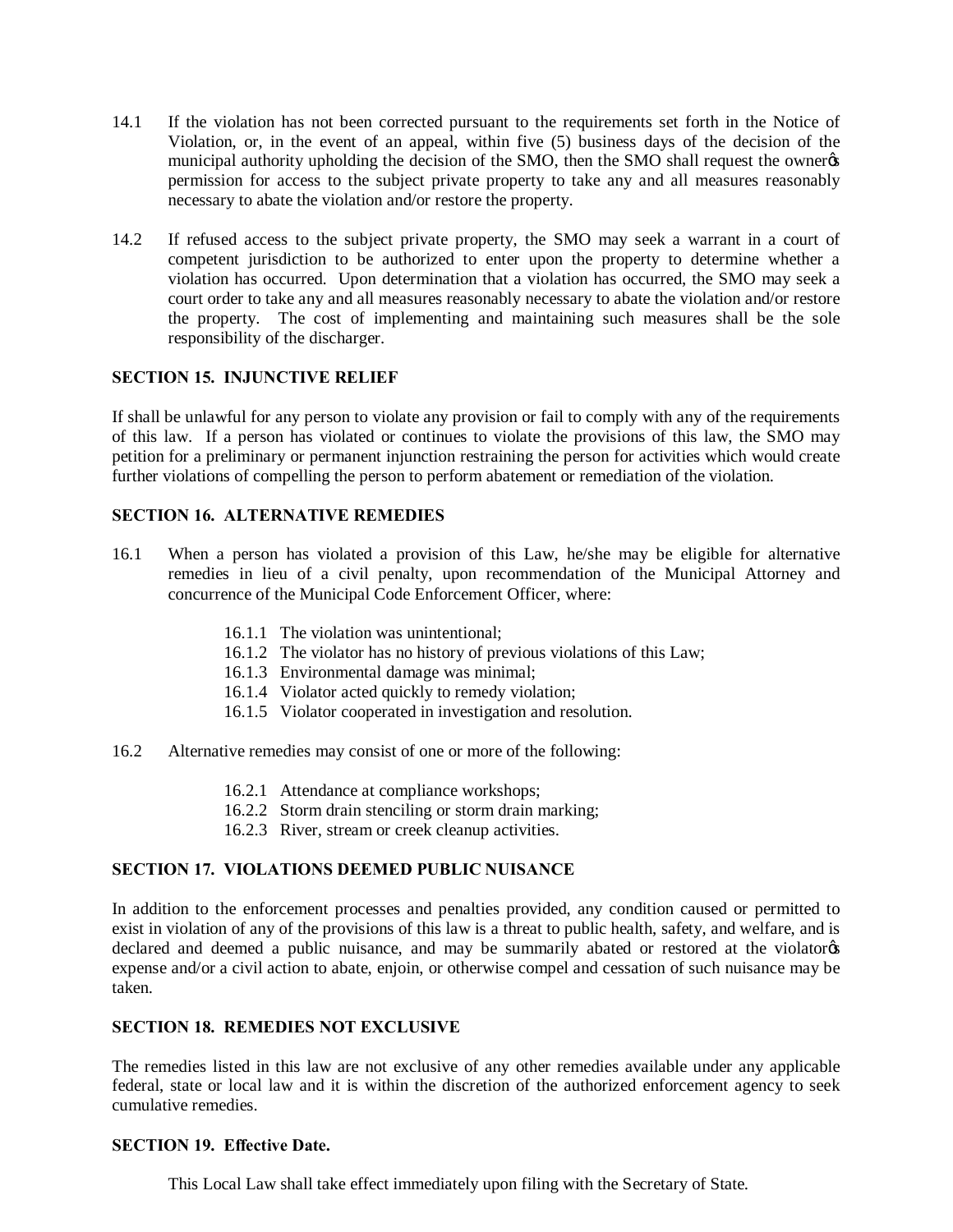14.1 If the violation has not been corrected pursuant to the requirements set forth in the Notice of Violation, or, in the event of an appeal, within five (5) business days of the decision of the municipal authority upholding the decision of the SMO, then the SMO shall request the owner's permission for access to the subject private property to take any and all measures reasonably necessary to abate the violation and/or restore the property.

14.2 If refused access to the subject private property, the SMO may seek a warrant in a court of competent jurisdiction to be authorized to enter upon the property to determine whether a violation has occurred. Upon determination that a violation has occurred, the SMO may seek a court order to take any and all measures reasonably necessary to abate the violation and/or restore the property. The cost of implementing and maintaining such measures shall be the sole responsibility of the discharger.

**SECTION 15. INJUNCTIVE RELIEF**

If shall be unlawful for any person to violate any provision or fail to comply with any of the requirements of this law. If a person has violated or continues to violate the provisions of this law, the SMO may petition for a preliminary or permanent injunction restraining the person for activities which would create further violations of compelling the person to perform abatement or remediation of the violation.

**SECTION 16. ALTERNATIVE REMEDIES**

16.1 When a person has violated a provision of this Law, he/she may be eligible for alternative remedies in lieu of a civil penalty, upon recommendation of the Municipal Attorney and concurrence of the Municipal Code Enforcement Officer, where:

- 16.1.1 The violation was unintentional;
- 16.1.2 The violator has no history of previous violations of this Law;
- 16.1.3 Environmental damage was minimal;
- 16.1.4 Violator acted quickly to remedy violation;
- 16.1.5 Violator cooperated in investigation and resolution.

16.2 Alternative remedies may consist of one or more of the following:

- 16.2.1 Attendance at compliance workshops;
- 16.2.2 Storm drain stenciling or storm drain marking;
- 16.2.3 River, stream or creek cleanup activities.

**SECTION 17. VIOLATIONS DEEMED PUBLIC NUISANCE**

In addition to the enforcement processes and penalties provided, any condition caused or permitted to exist in violation of any of the provisions of this law is a threat to public health, safety, and welfare, and is declared and deemed a public nuisance, and may be summarily abated or restored at the violator's expense and/or a civil action to abate, enjoin, or otherwise compel and cessation of such nuisance may be taken.

**SECTION 18. REMEDIES NOT EXCLUSIVE**

The remedies listed in this law are not exclusive of any other remedies available under any applicable federal, state or local law and it is within the discretion of the authorized enforcement agency to seek cumulative remedies.

**SECTION 19. Effective Date.**

This Local Law shall take effect immediately upon filing with the Secretary of State.